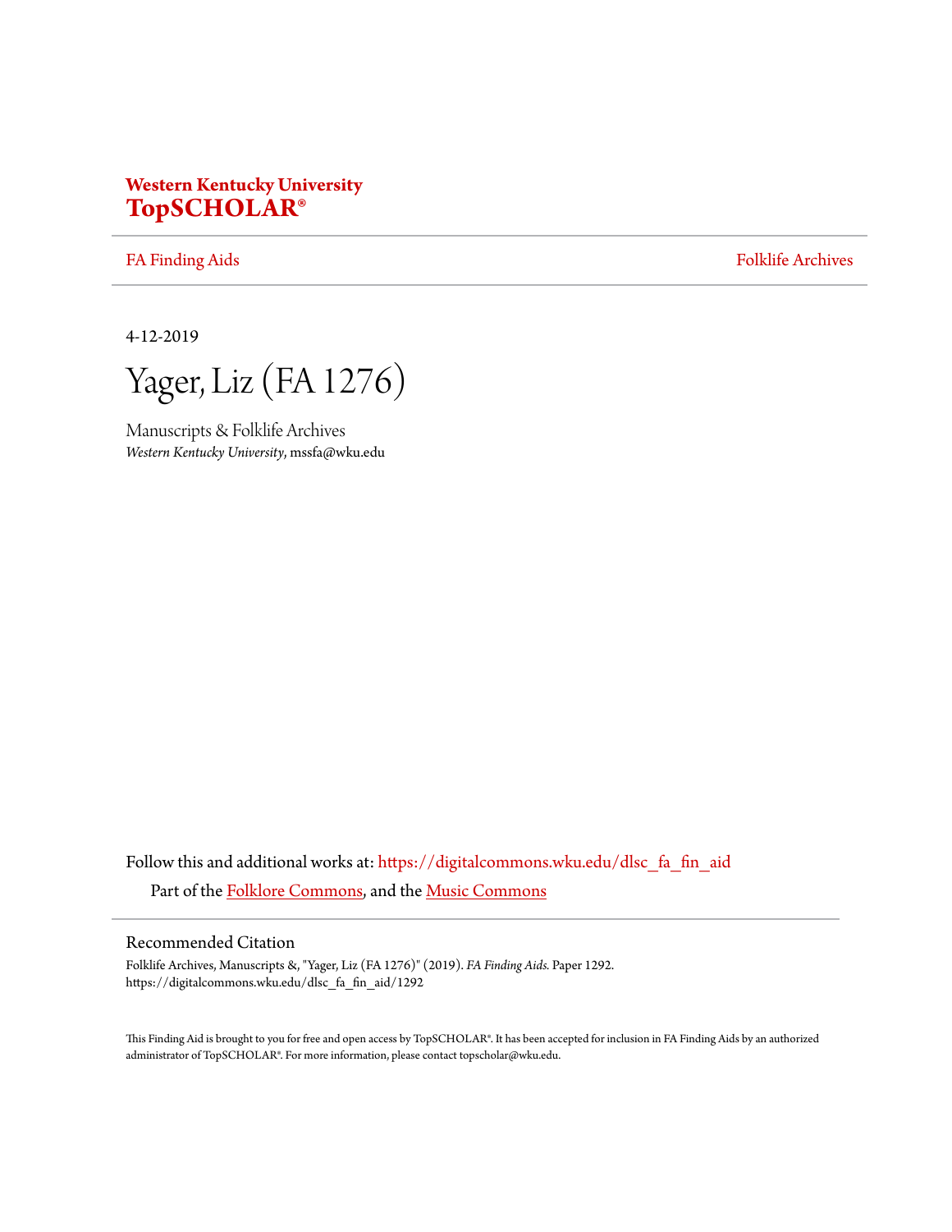**Western Kentucky University**
**TopSCHOLAR®**

FA Finding Aids | Folklife Archives

4-12-2019

# Yager, Liz (FA 1276)

Manuscripts & Folklife Archives
*Western Kentucky University*, mssfa@wku.edu

Follow this and additional works at: https://digitalcommons.wku.edu/dlsc_fa_fin_aid

Part of the Folklore Commons, and the Music Commons

## Recommended Citation

Folklife Archives, Manuscripts &, "Yager, Liz (FA 1276)" (2019). *FA Finding Aids.* Paper 1292.
https://digitalcommons.wku.edu/dlsc_fa_fin_aid/1292

This Finding Aid is brought to you for free and open access by TopSCHOLAR®. It has been accepted for inclusion in FA Finding Aids by an authorized administrator of TopSCHOLAR®. For more information, please contact topscholar@wku.edu.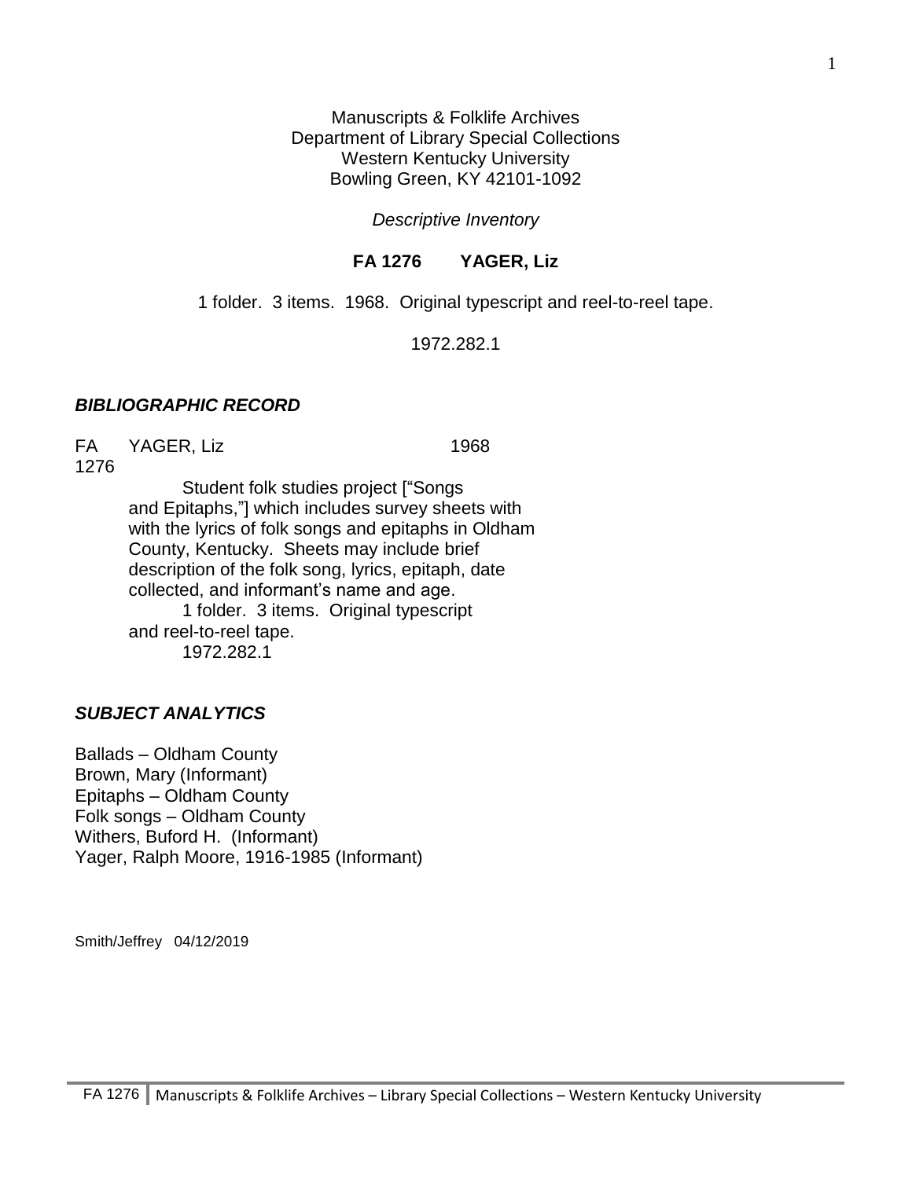Manuscripts & Folklife Archives
Department of Library Special Collections
Western Kentucky University
Bowling Green, KY 42101-1092

*Descriptive Inventory*

**FA 1276 YAGER, Liz**

1 folder. 3 items. 1968. Original typescript and reel-to-reel tape.

1972.282.1

### *BIBLIOGRAPHIC RECORD*

FA 1276 YAGER, Liz 1968

Student folk studies project ["Songs and Epitaphs,"] which includes survey sheets with with the lyrics of folk songs and epitaphs in Oldham County, Kentucky. Sheets may include brief description of the folk song, lyrics, epitaph, date collected, and informant's name and age.

1 folder. 3 items. Original typescript and reel-to-reel tape.

1972.282.1

### *SUBJECT ANALYTICS*

Ballads – Oldham County
Brown, Mary (Informant)
Epitaphs – Oldham County
Folk songs – Oldham County
Withers, Buford H. (Informant)
Yager, Ralph Moore, 1916-1985 (Informant)

Smith/Jeffrey 04/12/2019